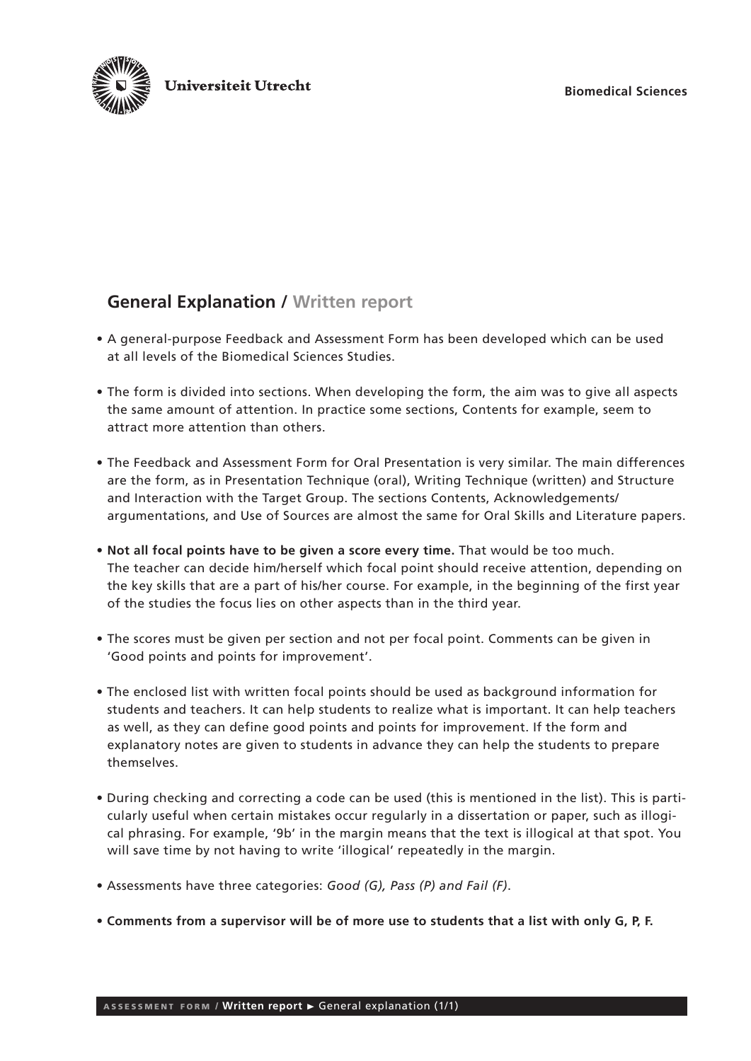Universiteit Utrecht

**Biomedical Sciences**

## General Explanation / Written report

- A general-purpose Feedback and Assessment Form has been developed which can be used at all levels of the Biomedical Sciences Studies.

- The form is divided into sections. When developing the form, the aim was to give all aspects the same amount of attention. In practice some sections, Contents for example, seem to attract more attention than others.

- The Feedback and Assessment Form for Oral Presentation is very similar. The main differences are the form, as in Presentation Technique (oral), Writing Technique (written) and Structure and Interaction with the Target Group. The sections Contents, Acknowledgements/ argumentations, and Use of Sources are almost the same for Oral Skills and Literature papers.

- **Not all focal points have to be given a score every time.** That would be too much. The teacher can decide him/herself which focal point should receive attention, depending on the key skills that are a part of his/her course. For example, in the beginning of the first year of the studies the focus lies on other aspects than in the third year.

- The scores must be given per section and not per focal point. Comments can be given in 'Good points and points for improvement'.

- The enclosed list with written focal points should be used as background information for students and teachers. It can help students to realize what is important. It can help teachers as well, as they can define good points and points for improvement. If the form and explanatory notes are given to students in advance they can help the students to prepare themselves.

- During checking and correcting a code can be used (this is mentioned in the list). This is particularly useful when certain mistakes occur regularly in a dissertation or paper, such as illogical phrasing. For example, '9b' in the margin means that the text is illogical at that spot. You will save time by not having to write 'illogical' repeatedly in the margin.

- Assessments have three categories: *Good (G), Pass (P) and Fail (F).*

- **Comments from a supervisor will be of more use to students that a list with only G, P, F.**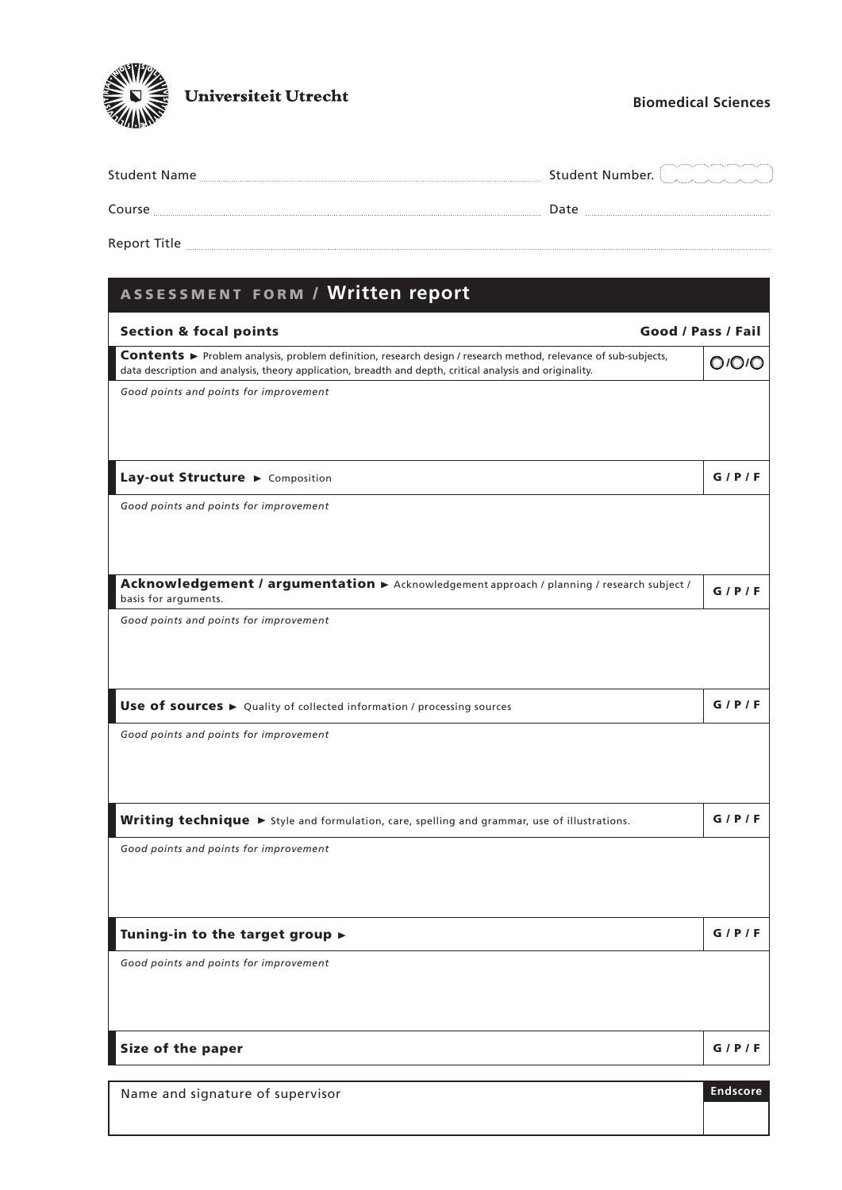Universiteit Utrecht

**Biomedical Sciences**

Student Name ............................................................ Student Number. 

Course ............................................................ Date ....................................

Report Title ............................................................

# ASSESSMENT FORM / Written report

| Section & focal points | Good / Pass / Fail |
|---|---|
| **Contents** ► Problem analysis, problem definition, research design / research method, relevance of sub-subjects, data description and analysis, theory application, breadth and depth, critical analysis and originality. | O/O/O |
| *Good points and points for improvement* | |
| **Lay-out Structure** ► Composition | G / P / F |
| *Good points and points for improvement* | |
| **Acknowledgement / argumentation** ► Acknowledgement approach / planning / research subject / basis for arguments. | G / P / F |
| *Good points and points for improvement* | |
| **Use of sources** ► Quality of collected information / processing sources | G / P / F |
| *Good points and points for improvement* | |
| **Writing technique** ► Style and formulation, care, spelling and grammar, use of illustrations. | G / P / F |
| *Good points and points for improvement* | |
| **Tuning-in to the target group** ► | G / P / F |
| *Good points and points for improvement* | |
| **Size of the paper** | G / P / F |

| Name and signature of supervisor | Endscore |
|---|---|
| | |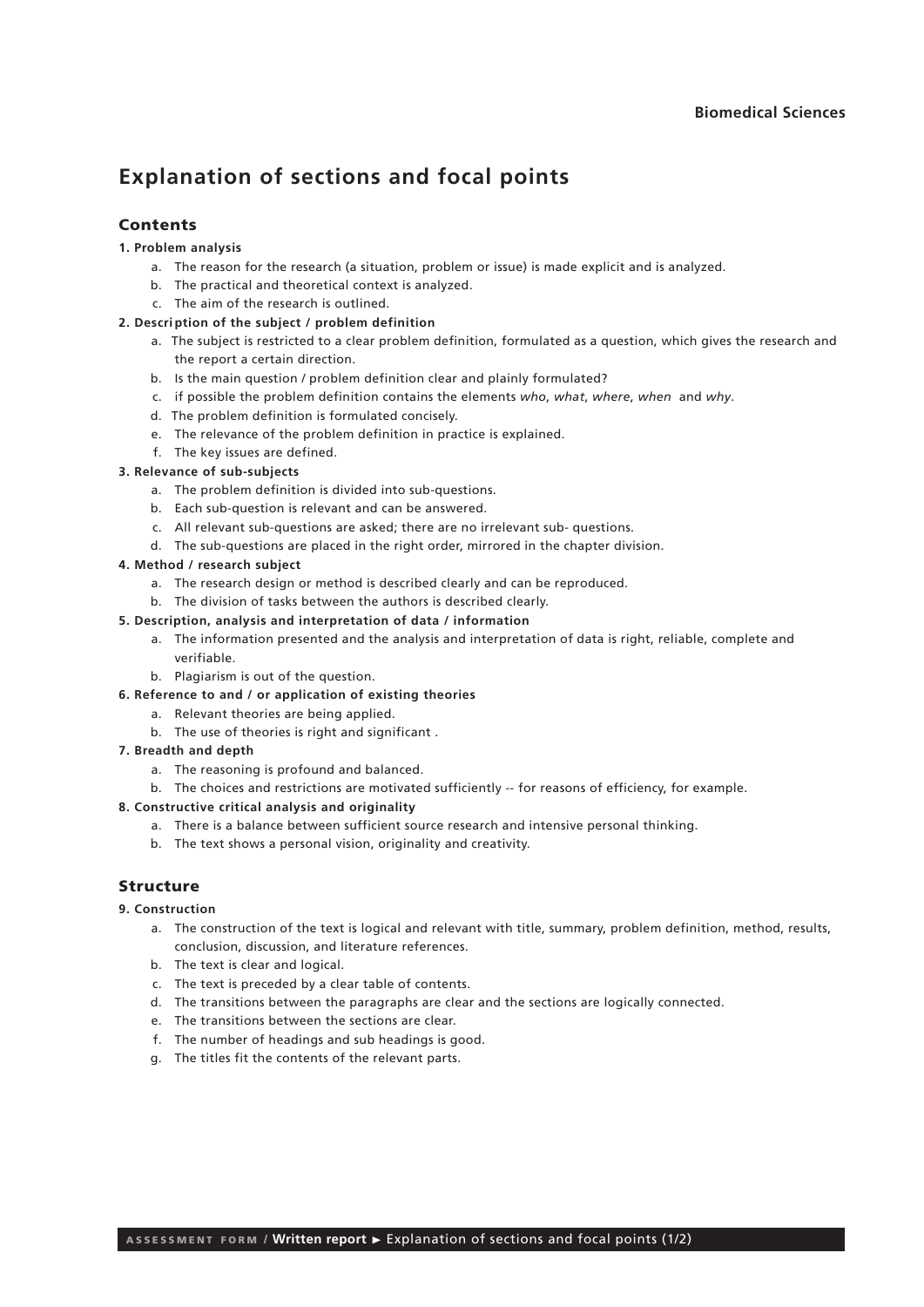# Explanation of sections and focal points

## Contents

**1. Problem analysis**

a. The reason for the research (a situation, problem or issue) is made explicit and is analyzed.
b. The practical and theoretical context is analyzed.
c. The aim of the research is outlined.

**2. Description of the subject / problem definition**

a. The subject is restricted to a clear problem definition, formulated as a question, which gives the research and the report a certain direction.
b. Is the main question / problem definition clear and plainly formulated?
c. if possible the problem definition contains the elements *who*, *what*, *where*, *when* and *why*.
d. The problem definition is formulated concisely.
e. The relevance of the problem definition in practice is explained.
f. The key issues are defined.

**3. Relevance of sub-subjects**

a. The problem definition is divided into sub-questions.
b. Each sub-question is relevant and can be answered.
c. All relevant sub-questions are asked; there are no irrelevant sub- questions.
d. The sub-questions are placed in the right order, mirrored in the chapter division.

**4. Method / research subject**

a. The research design or method is described clearly and can be reproduced.
b. The division of tasks between the authors is described clearly.

**5. Description, analysis and interpretation of data / information**

a. The information presented and the analysis and interpretation of data is right, reliable, complete and verifiable.
b. Plagiarism is out of the question.

**6. Reference to and / or application of existing theories**

a. Relevant theories are being applied.
b. The use of theories is right and significant .

**7. Breadth and depth**

a. The reasoning is profound and balanced.
b. The choices and restrictions are motivated sufficiently -- for reasons of efficiency, for example.

**8. Constructive critical analysis and originality**

a. There is a balance between sufficient source research and intensive personal thinking.
b. The text shows a personal vision, originality and creativity.

## Structure

**9. Construction**

a. The construction of the text is logical and relevant with title, summary, problem definition, method, results, conclusion, discussion, and literature references.
b. The text is clear and logical.
c. The text is preceded by a clear table of contents.
d. The transitions between the paragraphs are clear and the sections are logically connected.
e. The transitions between the sections are clear.
f. The number of headings and sub headings is good.
g. The titles fit the contents of the relevant parts.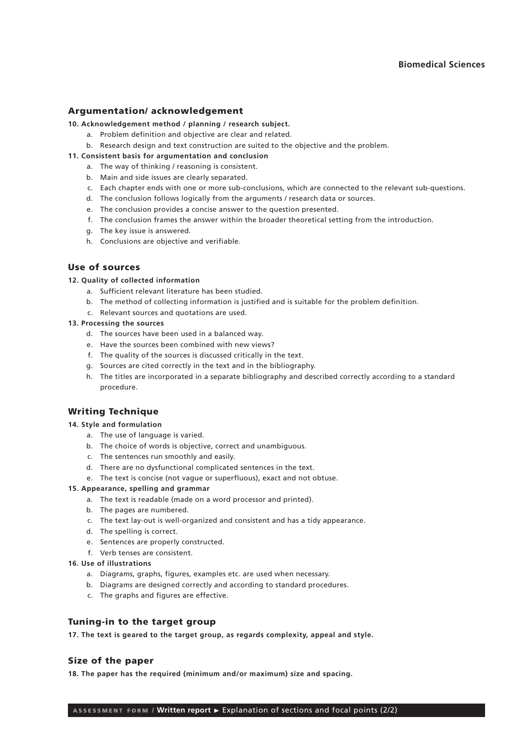## Argumentation/ acknowledgement

**10. Acknowledgement method / planning / research subject.**

a. Problem definition and objective are clear and related.
b. Research design and text construction are suited to the objective and the problem.

**11. Consistent basis for argumentation and conclusion**

a. The way of thinking / reasoning is consistent.
b. Main and side issues are clearly separated.
c. Each chapter ends with one or more sub-conclusions, which are connected to the relevant sub-questions.
d. The conclusion follows logically from the arguments / research data or sources.
e. The conclusion provides a concise answer to the question presented.
f. The conclusion frames the answer within the broader theoretical setting from the introduction.
g. The key issue is answered.
h. Conclusions are objective and verifiable.

## Use of sources

**12. Quality of collected information**

a. Sufficient relevant literature has been studied.
b. The method of collecting information is justified and is suitable for the problem definition.
c. Relevant sources and quotations are used.

**13. Processing the sources**

d. The sources have been used in a balanced way.
e. Have the sources been combined with new views?
f. The quality of the sources is discussed critically in the text.
g. Sources are cited correctly in the text and in the bibliography.
h. The titles are incorporated in a separate bibliography and described correctly according to a standard procedure.

## Writing Technique

**14. Style and formulation**

a. The use of language is varied.
b. The choice of words is objective, correct and unambiguous.
c. The sentences run smoothly and easily.
d. There are no dysfunctional complicated sentences in the text.
e. The text is concise (not vague or superfluous), exact and not obtuse.

**15. Appearance, spelling and grammar**

a. The text is readable (made on a word processor and printed).
b. The pages are numbered.
c. The text lay-out is well-organized and consistent and has a tidy appearance.
d. The spelling is correct.
e. Sentences are properly constructed.
f. Verb tenses are consistent.

**16. Use of illustrations**

a. Diagrams, graphs, figures, examples etc. are used when necessary.
b. Diagrams are designed correctly and according to standard procedures.
c. The graphs and figures are effective.

## Tuning-in to the target group

**17. The text is geared to the target group, as regards complexity, appeal and style.**

## Size of the paper

**18. The paper has the required (minimum and/or maximum) size and spacing.**